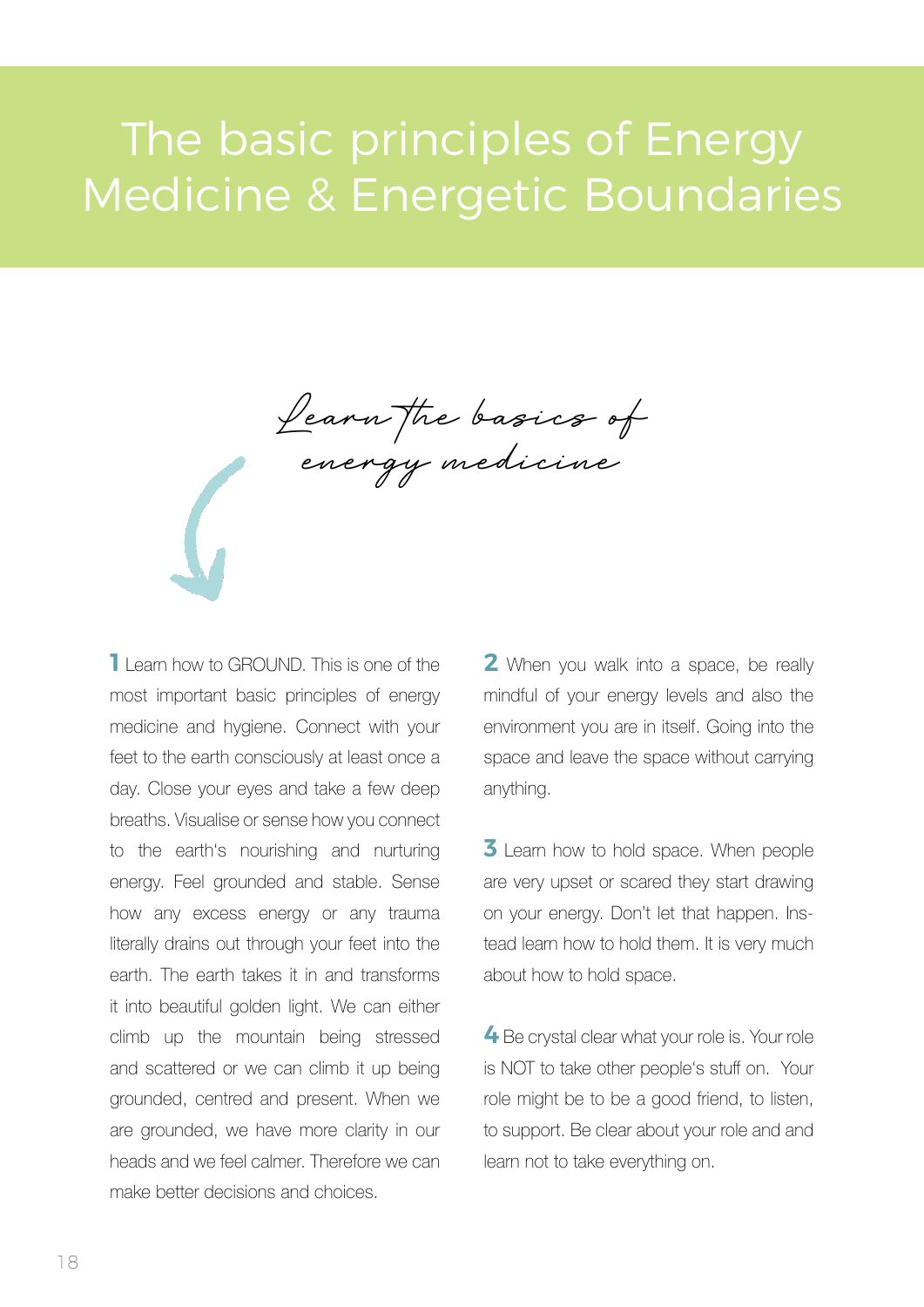# The basic principles of Energy Medicine & Energetic Boundaries

*Learn the basics of energy medicine*

**1** Learn how to GROUND. This is one of the most important basic principles of energy medicine and hygiene. Connect with your feet to the earth consciously at least once a day. Close your eyes and take a few deep breaths. Visualise or sense how you connect to the earth's nourishing and nurturing energy. Feel grounded and stable. Sense how any excess energy or any trauma literally drains out through your feet into the earth. The earth takes it in and transforms it into beautiful golden light. We can either climb up the mountain being stressed and scattered or we can climb it up being grounded, centred and present. When we are grounded, we have more clarity in our heads and we feel calmer. Therefore we can make better decisions and choices.

**2** When you walk into a space, be really mindful of your energy levels and also the environment you are in itself. Going into the space and leave the space without carrying anything.

**3** Learn how to hold space. When people are very upset or scared they start drawing on your energy. Don't let that happen. Instead learn how to hold them. It is very much about how to hold space.

**4** Be crystal clear what your role is. Your role is NOT to take other people's stuff on. Your role might be to be a good friend, to listen, to support. Be clear about your role and and learn not to take everything on.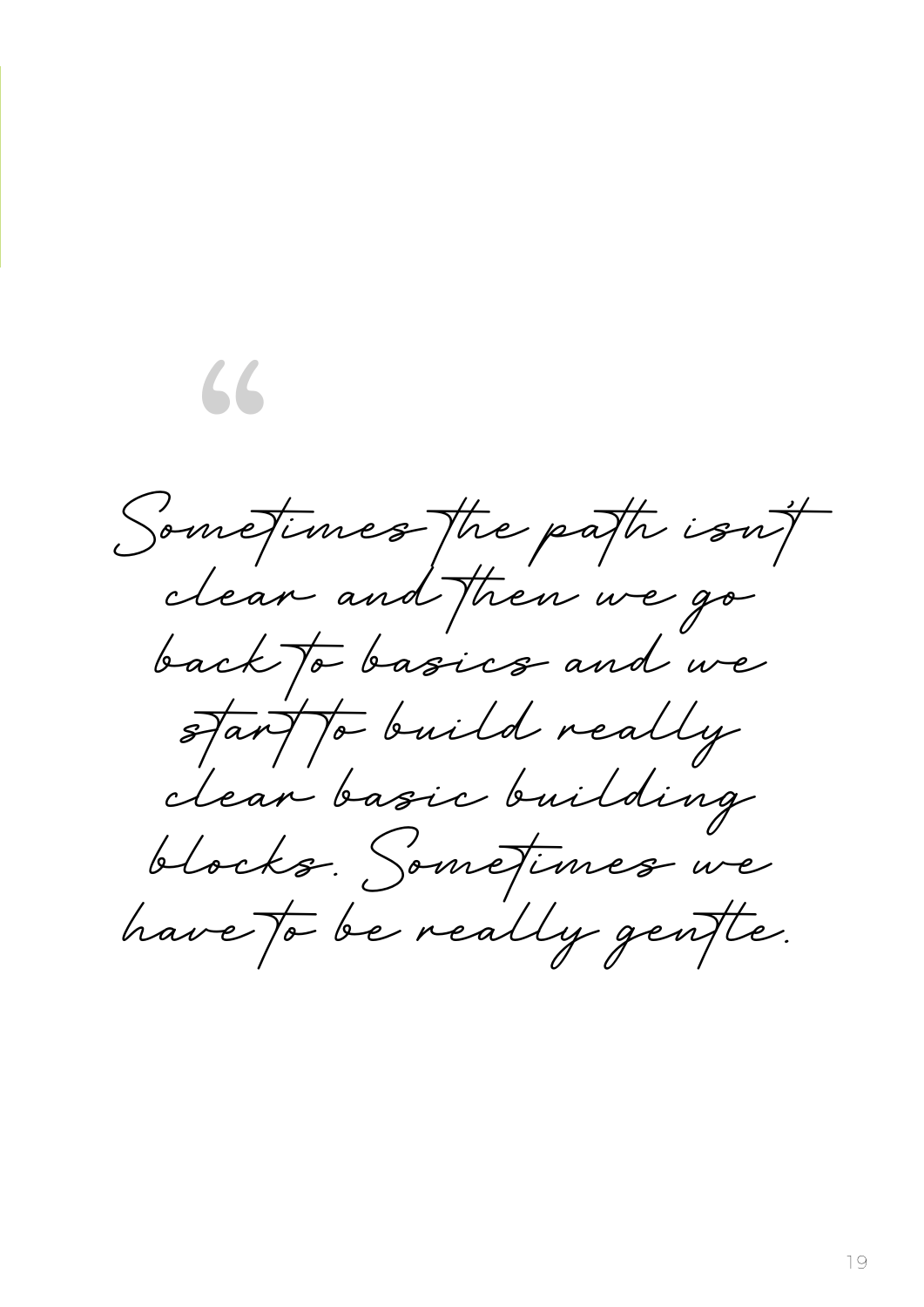> "Sometimes the path isn't clear and then we go back to basics and we start to build really clear basic building blocks. Sometimes we have to be really gentle.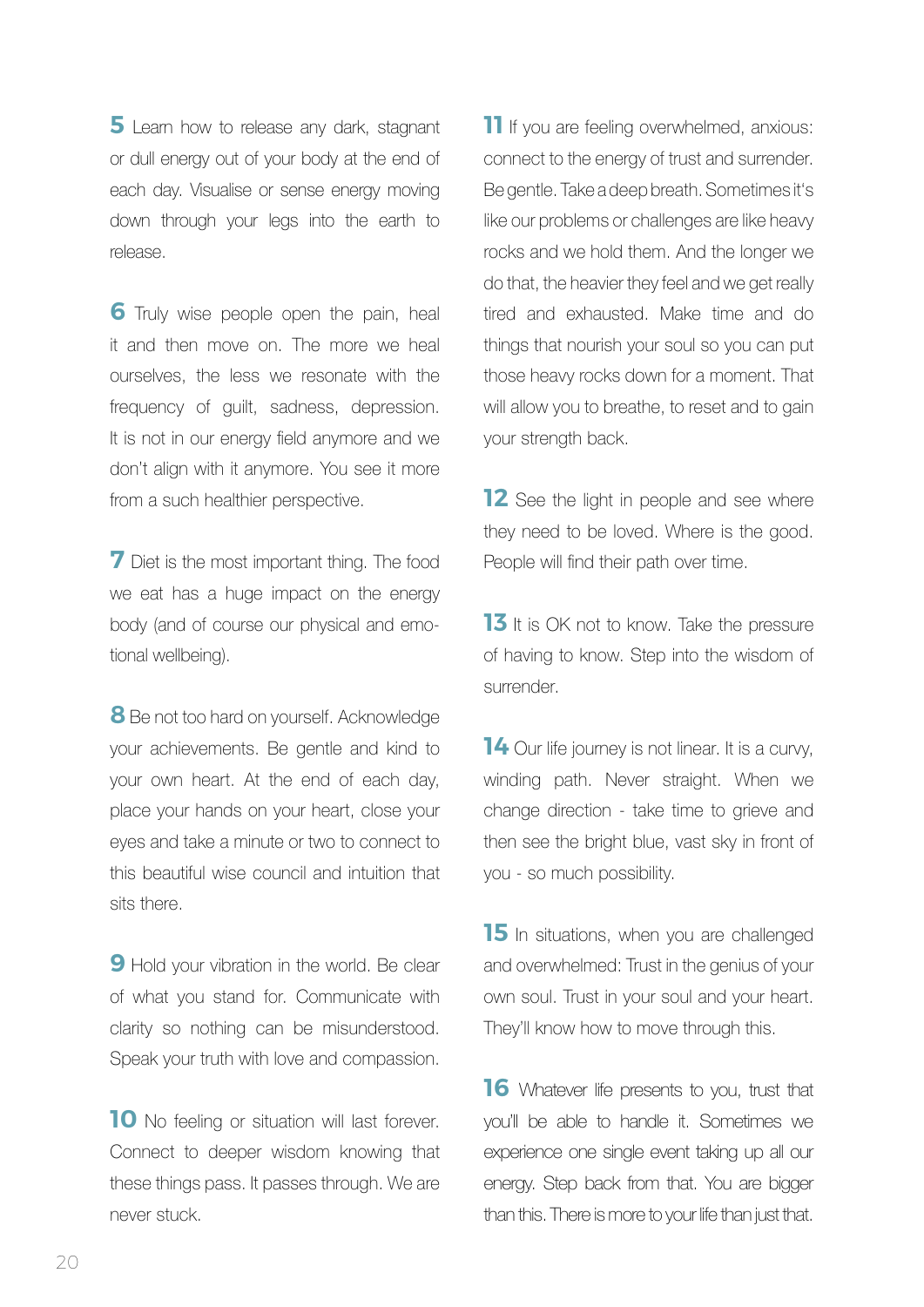**5** Learn how to release any dark, stagnant or dull energy out of your body at the end of each day. Visualise or sense energy moving down through your legs into the earth to release.

**6** Truly wise people open the pain, heal it and then move on. The more we heal ourselves, the less we resonate with the frequency of guilt, sadness, depression. It is not in our energy field anymore and we don't align with it anymore. You see it more from a such healthier perspective.

**7** Diet is the most important thing. The food we eat has a huge impact on the energy body (and of course our physical and emotional wellbeing).

**8** Be not too hard on yourself. Acknowledge your achievements. Be gentle and kind to your own heart. At the end of each day, place your hands on your heart, close your eyes and take a minute or two to connect to this beautiful wise council and intuition that sits there.

**9** Hold your vibration in the world. Be clear of what you stand for. Communicate with clarity so nothing can be misunderstood. Speak your truth with love and compassion.

**10** No feeling or situation will last forever. Connect to deeper wisdom knowing that these things pass. It passes through. We are never stuck.

**11** If you are feeling overwhelmed, anxious: connect to the energy of trust and surrender. Be gentle. Take a deep breath. Sometimes it's like our problems or challenges are like heavy rocks and we hold them. And the longer we do that, the heavier they feel and we get really tired and exhausted. Make time and do things that nourish your soul so you can put those heavy rocks down for a moment. That will allow you to breathe, to reset and to gain your strength back.

**12** See the light in people and see where they need to be loved. Where is the good. People will find their path over time.

**13** It is OK not to know. Take the pressure of having to know. Step into the wisdom of surrender.

**14** Our life journey is not linear. It is a curvy, winding path. Never straight. When we change direction - take time to grieve and then see the bright blue, vast sky in front of you - so much possibility.

**15** In situations, when you are challenged and overwhelmed: Trust in the genius of your own soul. Trust in your soul and your heart. They'll know how to move through this.

**16** Whatever life presents to you, trust that you'll be able to handle it. Sometimes we experience one single event taking up all our energy. Step back from that. You are bigger than this. There is more to your life than just that.